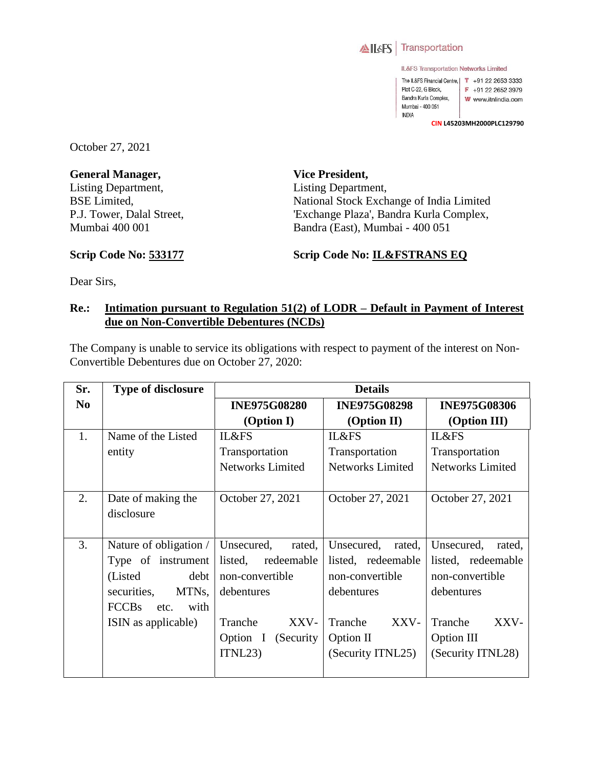IL&FS | Transportation

IL&FS Transportation Networks Limited

The IL&FS Financial Centre, Plot C-22, G Block, Bandra Kurla Complex, Mumbai - 400 051 INDIA

T +91 22 2653 3333
F +91 22 2652 3979
W www.itnlindia.com

CIN L45203MH2000PLC129790

October 27, 2021

**General Manager,**
Listing Department,
BSE Limited,
P.J. Tower, Dalal Street,
Mumbai 400 001

**Scrip Code No: 533177**

**Vice President,**
Listing Department,
National Stock Exchange of India Limited
'Exchange Plaza', Bandra Kurla Complex,
Bandra (East), Mumbai - 400 051

**Scrip Code No: IL&FSTRANS EQ**

Dear Sirs,

**Re.: Intimation pursuant to Regulation 51(2) of LODR – Default in Payment of Interest due on Non-Convertible Debentures (NCDs)**

The Company is unable to service its obligations with respect to payment of the interest on Non-Convertible Debentures due on October 27, 2020:

| Sr. No | Type of disclosure | Details | | |
|---|---|---|---|---|
| | | **INE975G08280 (Option I)** | **INE975G08298 (Option II)** | **INE975G08306 (Option III)** |
| 1. | Name of the Listed entity | IL&FS Transportation Networks Limited | IL&FS Transportation Networks Limited | IL&FS Transportation Networks Limited |
| 2. | Date of making the disclosure | October 27, 2021 | October 27, 2021 | October 27, 2021 |
| 3. | Nature of obligation / Type of instrument (Listed debt securities, MTNs, FCCBs etc. with ISIN as applicable) | Unsecured, rated, listed, redeemable non-convertible debentures<br><br>Tranche XXV-Option I (Security ITNL23) | Unsecured, rated, listed, redeemable non-convertible debentures<br><br>Tranche XXV-Option II (Security ITNL25) | Unsecured, rated, listed, redeemable non-convertible debentures<br><br>Tranche XXV-Option III (Security ITNL28) |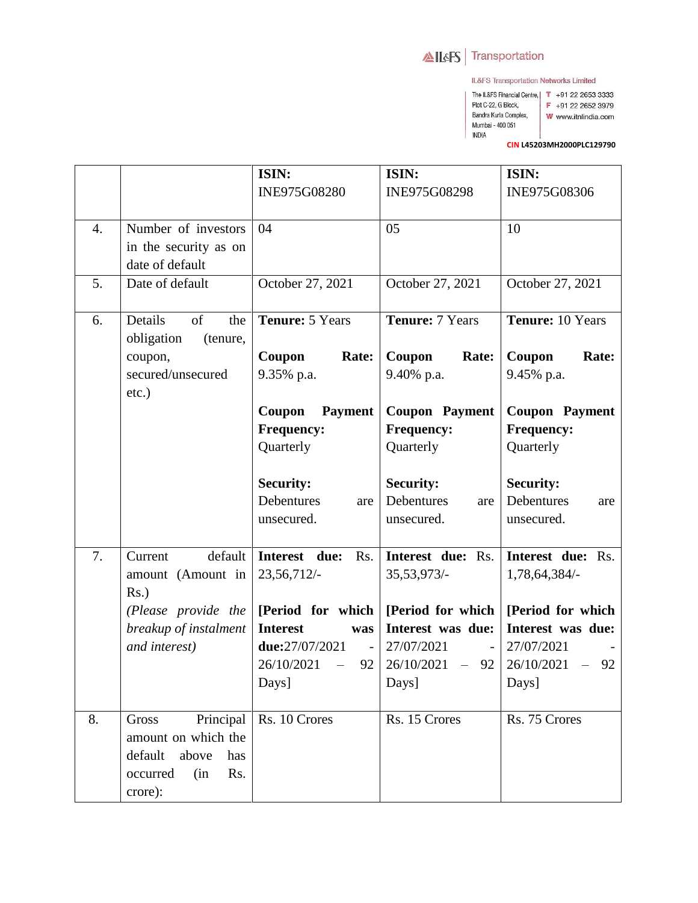| | | ISIN: INE975G08280 | ISIN: INE975G08298 | ISIN: INE975G08306 |
|---|---|---|---|---|
| 4. | Number of investors in the security as on date of default | 04 | 05 | 10 |
| 5. | Date of default | October 27, 2021 | October 27, 2021 | October 27, 2021 |
| 6. | Details of the obligation (tenure, coupon, secured/unsecured etc.) | **Tenure:** 5 Years<br><br>**Coupon Rate:** 9.35% p.a.<br><br>**Coupon Payment Frequency:** Quarterly<br><br>**Security:** Debentures are unsecured. | **Tenure:** 7 Years<br><br>**Coupon Rate:** 9.40% p.a.<br><br>**Coupon Payment Frequency:** Quarterly<br><br>**Security:** Debentures are unsecured. | **Tenure:** 10 Years<br><br>**Coupon Rate:** 9.45% p.a.<br><br>**Coupon Payment Frequency:** Quarterly<br><br>**Security:** Debentures are unsecured. |
| 7. | Current default amount (Amount in Rs.)<br>*(Please provide the breakup of instalment and interest)* | **Interest due:** Rs. 23,56,712/-<br><br>**[Period for which Interest was due:**27/07/2021 - 26/10/2021 – 92 Days] | **Interest due:** Rs. 35,53,973/-<br><br>**[Period for which Interest was due:** 27/07/2021 - 26/10/2021 – 92 Days] | **Interest due:** Rs. 1,78,64,384/-<br><br>**[Period for which Interest was due:** 27/07/2021 - 26/10/2021 – 92 Days] |
| 8. | Gross Principal amount on which the default above has occurred (in Rs. crore): | Rs. 10 Crores | Rs. 15 Crores | Rs. 75 Crores |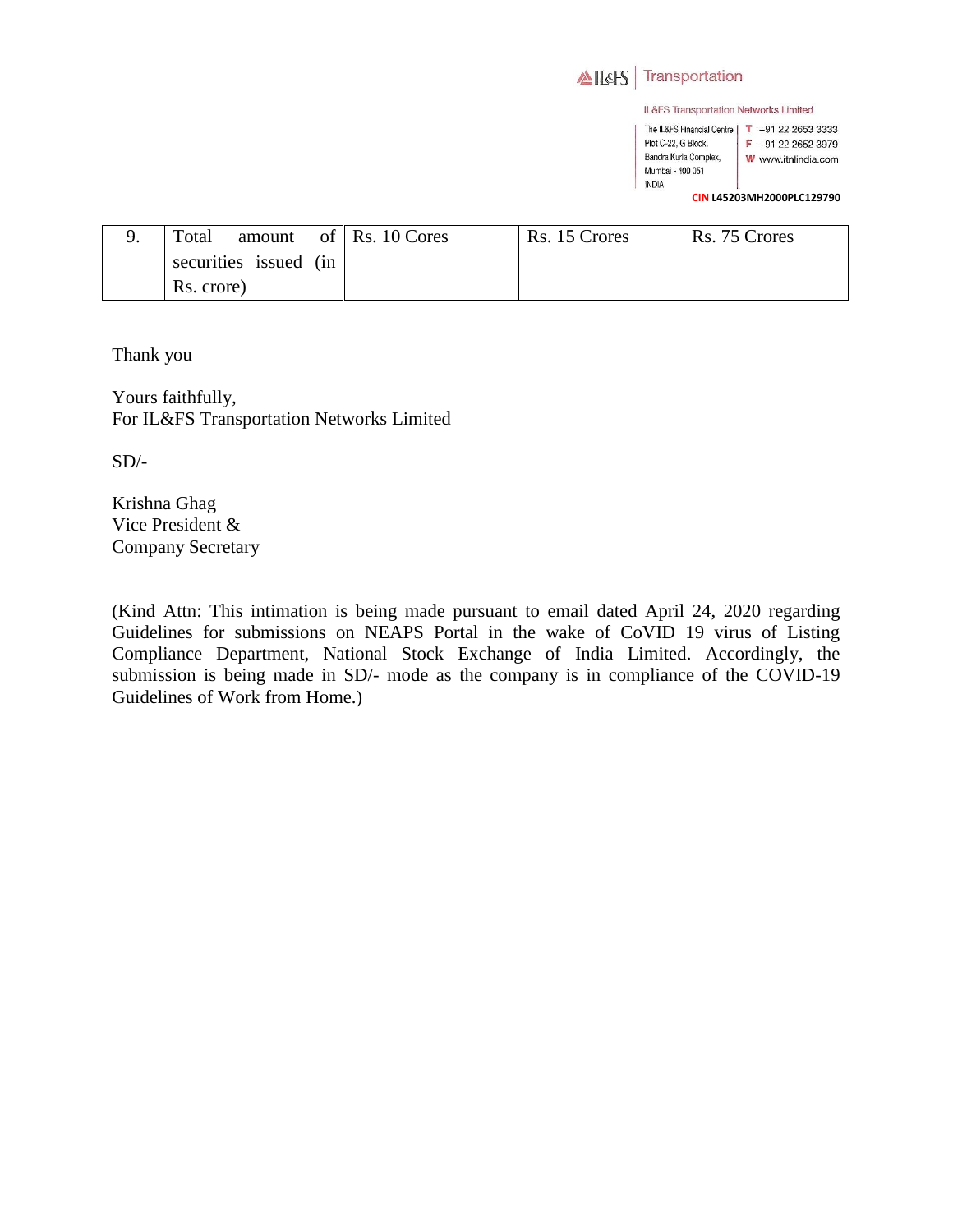| | | | | |
|---|---|---|---|---|
| 9. | Total amount of securities issued (in Rs. crore) | Rs. 10 Cores | Rs. 15 Crores | Rs. 75 Crores |

Thank you

Yours faithfully,
For IL&FS Transportation Networks Limited

SD/-

Krishna Ghag
Vice President &
Company Secretary

(Kind Attn: This intimation is being made pursuant to email dated April 24, 2020 regarding Guidelines for submissions on NEAPS Portal in the wake of CoVID 19 virus of Listing Compliance Department, National Stock Exchange of India Limited. Accordingly, the submission is being made in SD/- mode as the company is in compliance of the COVID-19 Guidelines of Work from Home.)